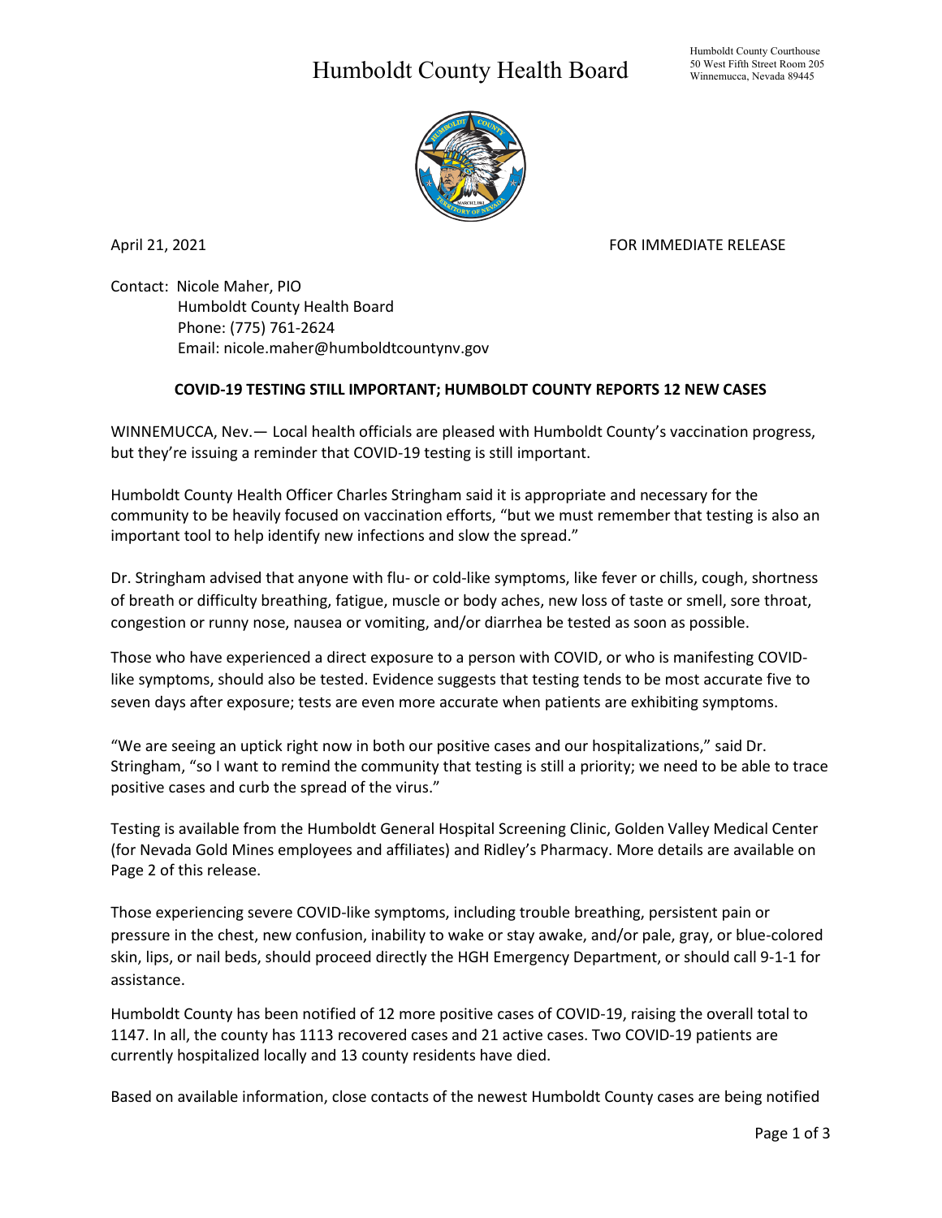# Humboldt County Health Board

Humboldt County Courthouse
50 West Fifth Street Room 205
Winnemucca, Nevada 89445

April 21, 2021 FOR IMMEDIATE RELEASE

Contact: Nicole Maher, PIO
Humboldt County Health Board
Phone: (775) 761-2624
Email: nicole.maher@humboldtcountynv.gov

**COVID-19 TESTING STILL IMPORTANT; HUMBOLDT COUNTY REPORTS 12 NEW CASES**

WINNEMUCCA, Nev.— Local health officials are pleased with Humboldt County's vaccination progress, but they're issuing a reminder that COVID-19 testing is still important.

Humboldt County Health Officer Charles Stringham said it is appropriate and necessary for the community to be heavily focused on vaccination efforts, "but we must remember that testing is also an important tool to help identify new infections and slow the spread."

Dr. Stringham advised that anyone with flu- or cold-like symptoms, like fever or chills, cough, shortness of breath or difficulty breathing, fatigue, muscle or body aches, new loss of taste or smell, sore throat, congestion or runny nose, nausea or vomiting, and/or diarrhea be tested as soon as possible.

Those who have experienced a direct exposure to a person with COVID, or who is manifesting COVID-like symptoms, should also be tested. Evidence suggests that testing tends to be most accurate five to seven days after exposure; tests are even more accurate when patients are exhibiting symptoms.

"We are seeing an uptick right now in both our positive cases and our hospitalizations," said Dr. Stringham, "so I want to remind the community that testing is still a priority; we need to be able to trace positive cases and curb the spread of the virus."

Testing is available from the Humboldt General Hospital Screening Clinic, Golden Valley Medical Center (for Nevada Gold Mines employees and affiliates) and Ridley's Pharmacy. More details are available on Page 2 of this release.

Those experiencing severe COVID-like symptoms, including trouble breathing, persistent pain or pressure in the chest, new confusion, inability to wake or stay awake, and/or pale, gray, or blue-colored skin, lips, or nail beds, should proceed directly the HGH Emergency Department, or should call 9-1-1 for assistance.

Humboldt County has been notified of 12 more positive cases of COVID-19, raising the overall total to 1147. In all, the county has 1113 recovered cases and 21 active cases. Two COVID-19 patients are currently hospitalized locally and 13 county residents have died.

Based on available information, close contacts of the newest Humboldt County cases are being notified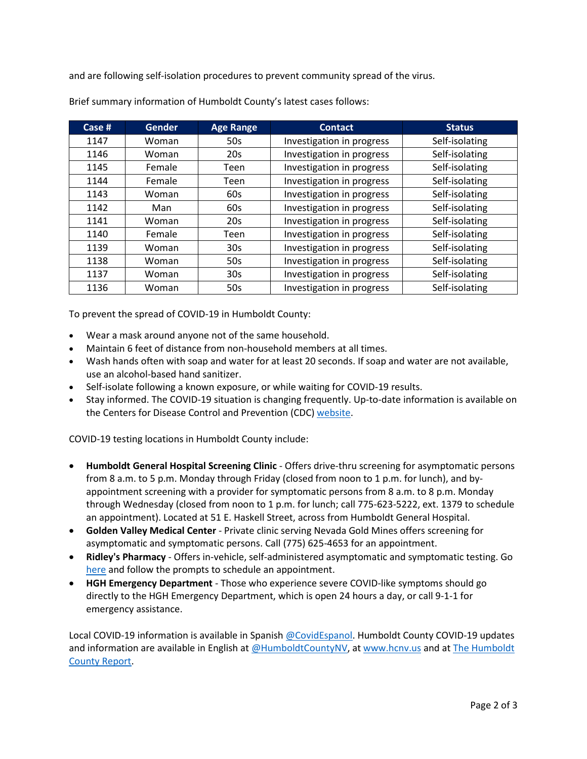and are following self-isolation procedures to prevent community spread of the virus.

Brief summary information of Humboldt County's latest cases follows:

| Case # | Gender | Age Range | Contact | Status |
|---|---|---|---|---|
| 1147 | Woman | 50s | Investigation in progress | Self-isolating |
| 1146 | Woman | 20s | Investigation in progress | Self-isolating |
| 1145 | Female | Teen | Investigation in progress | Self-isolating |
| 1144 | Female | Teen | Investigation in progress | Self-isolating |
| 1143 | Woman | 60s | Investigation in progress | Self-isolating |
| 1142 | Man | 60s | Investigation in progress | Self-isolating |
| 1141 | Woman | 20s | Investigation in progress | Self-isolating |
| 1140 | Female | Teen | Investigation in progress | Self-isolating |
| 1139 | Woman | 30s | Investigation in progress | Self-isolating |
| 1138 | Woman | 50s | Investigation in progress | Self-isolating |
| 1137 | Woman | 30s | Investigation in progress | Self-isolating |
| 1136 | Woman | 50s | Investigation in progress | Self-isolating |

To prevent the spread of COVID-19 in Humboldt County:

- Wear a mask around anyone not of the same household.
- Maintain 6 feet of distance from non-household members at all times.
- Wash hands often with soap and water for at least 20 seconds. If soap and water are not available, use an alcohol-based hand sanitizer.
- Self-isolate following a known exposure, or while waiting for COVID-19 results.
- Stay informed. The COVID-19 situation is changing frequently. Up-to-date information is available on the Centers for Disease Control and Prevention (CDC) website.

COVID-19 testing locations in Humboldt County include:

- **Humboldt General Hospital Screening Clinic** - Offers drive-thru screening for asymptomatic persons from 8 a.m. to 5 p.m. Monday through Friday (closed from noon to 1 p.m. for lunch), and by-appointment screening with a provider for symptomatic persons from 8 a.m. to 8 p.m. Monday through Wednesday (closed from noon to 1 p.m. for lunch; call 775-623-5222, ext. 1379 to schedule an appointment). Located at 51 E. Haskell Street, across from Humboldt General Hospital.
- **Golden Valley Medical Center** - Private clinic serving Nevada Gold Mines offers screening for asymptomatic and symptomatic persons. Call (775) 625-4653 for an appointment.
- **Ridley's Pharmacy** - Offers in-vehicle, self-administered asymptomatic and symptomatic testing. Go here and follow the prompts to schedule an appointment.
- **HGH Emergency Department** - Those who experience severe COVID-like symptoms should go directly to the HGH Emergency Department, which is open 24 hours a day, or call 9-1-1 for emergency assistance.

Local COVID-19 information is available in Spanish @CovidEspanol. Humboldt County COVID-19 updates and information are available in English at @HumboldtCountyNV, at www.hcnv.us and at The Humboldt County Report.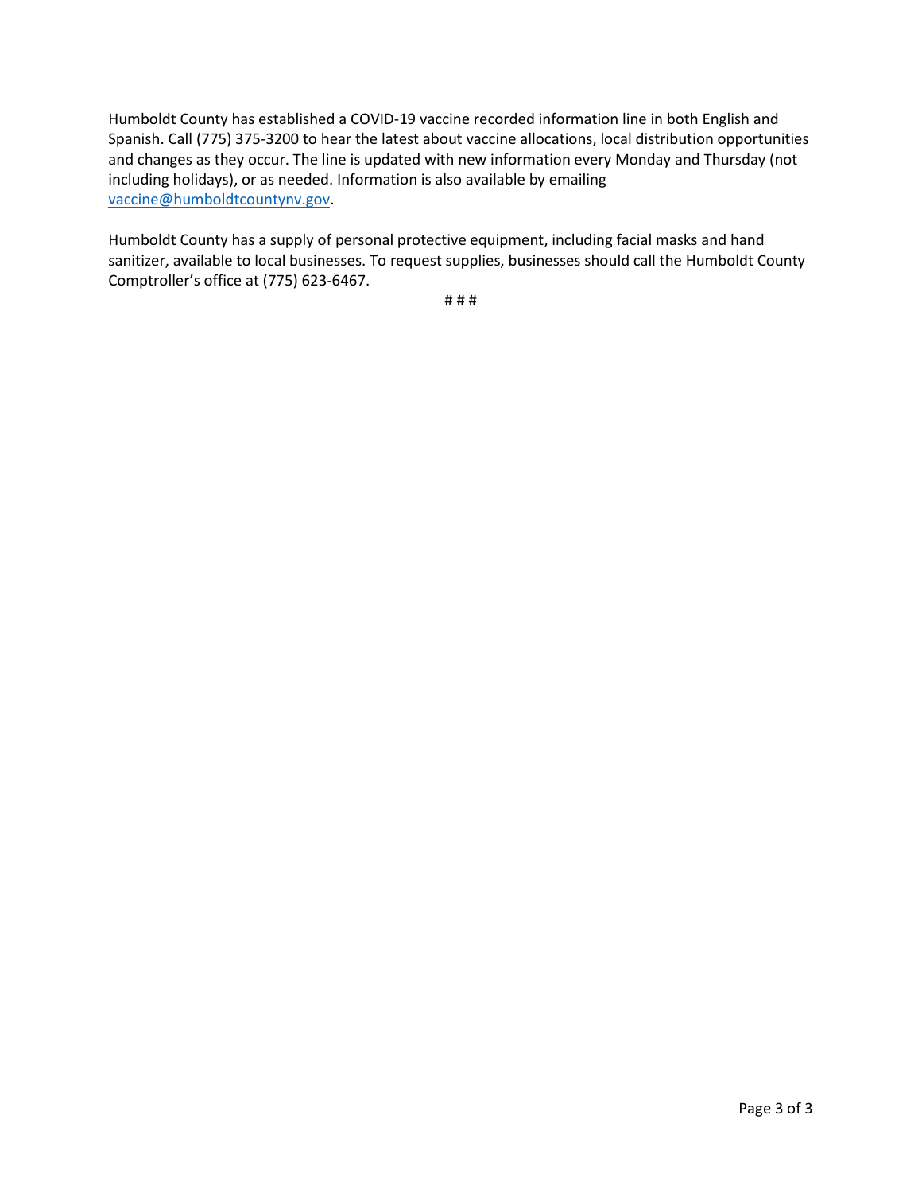Humboldt County has established a COVID-19 vaccine recorded information line in both English and Spanish. Call (775) 375-3200 to hear the latest about vaccine allocations, local distribution opportunities and changes as they occur. The line is updated with new information every Monday and Thursday (not including holidays), or as needed. Information is also available by emailing vaccine@humboldtcountynv.gov.

Humboldt County has a supply of personal protective equipment, including facial masks and hand sanitizer, available to local businesses. To request supplies, businesses should call the Humboldt County Comptroller's office at (775) 623-6467.

# # #